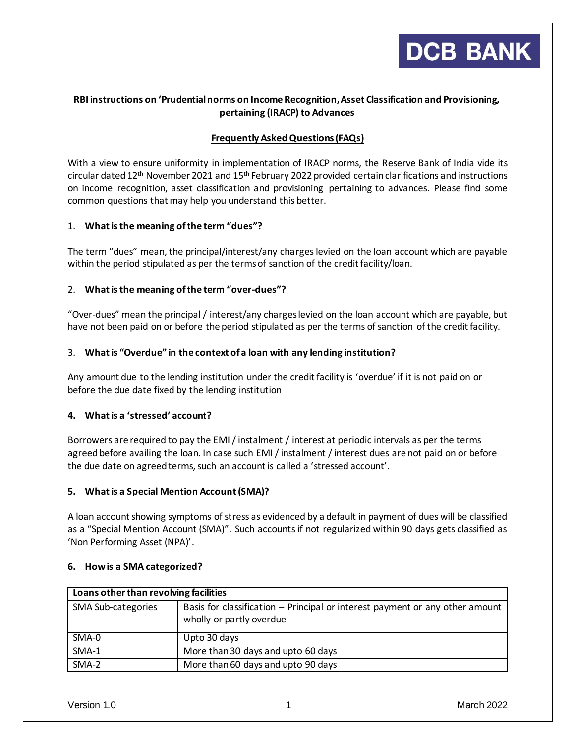DCB BANK

## RBI instructions on 'Prudential norms on Income Recognition, Asset Classification and Provisioning, pertaining (IRACP) to Advances

### Frequently Asked Questions (FAQs)

With a view to ensure uniformity in implementation of IRACP norms, the Reserve Bank of India vide its circular dated 12th November 2021 and 15th February 2022 provided certain clarifications and instructions on income recognition, asset classification and provisioning pertaining to advances. Please find some common questions that may help you understand this better.

1. **What is the meaning of the term "dues"?**

The term "dues" mean, the principal/interest/any charges levied on the loan account which are payable within the period stipulated as per the terms of sanction of the credit facility/loan.

2. **What is the meaning of the term "over-dues"?**

"Over-dues" mean the principal / interest/any charges levied on the loan account which are payable, but have not been paid on or before the period stipulated as per the terms of sanction of the credit facility.

3. **What is "Overdue" in the context of a loan with any lending institution?**

Any amount due to the lending institution under the credit facility is 'overdue' if it is not paid on or before the due date fixed by the lending institution

**4. What is a 'stressed' account?**

Borrowers are required to pay the EMI / instalment / interest at periodic intervals as per the terms agreed before availing the loan. In case such EMI / instalment / interest dues are not paid on or before the due date on agreed terms, such an account is called a 'stressed account'.

**5. What is a Special Mention Account (SMA)?**

A loan account showing symptoms of stress as evidenced by a default in payment of dues will be classified as a "Special Mention Account (SMA)". Such accounts if not regularized within 90 days gets classified as 'Non Performing Asset (NPA)'.

**6. How is a SMA categorized?**

| **Loans other than revolving facilities** | |
|---|---|
| SMA Sub-categories | Basis for classification – Principal or interest payment or any other amount wholly or partly overdue |
| SMA-0 | Upto 30 days |
| SMA-1 | More than 30 days and upto 60 days |
| SMA-2 | More than 60 days and upto 90 days |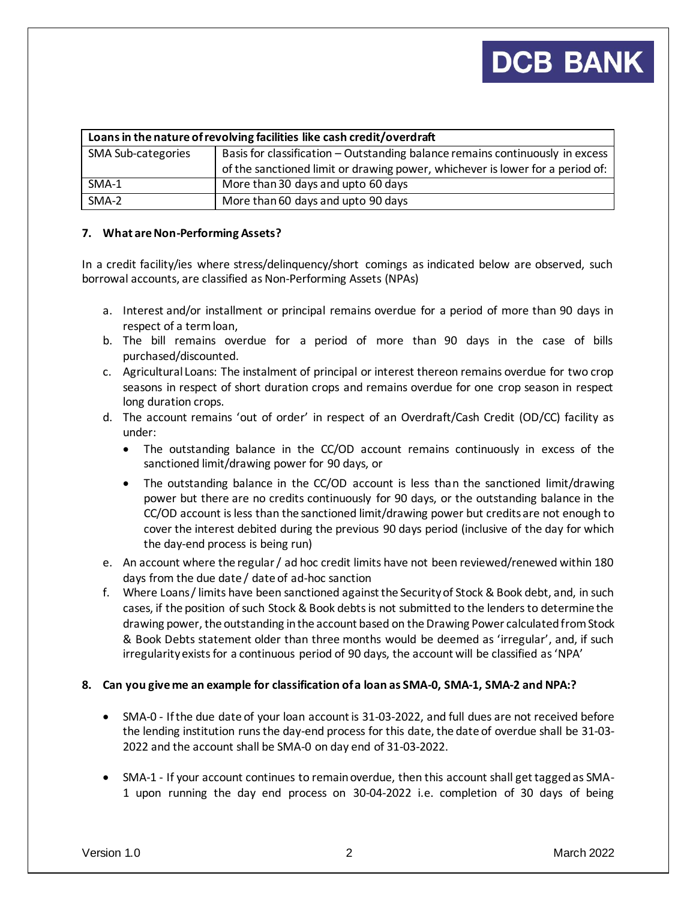| Loans in the nature of revolving facilities like cash credit/overdraft | |
|---|---|
| SMA Sub-categories | Basis for classification – Outstanding balance remains continuously in excess of the sanctioned limit or drawing power, whichever is lower for a period of: |
| SMA-1 | More than 30 days and upto 60 days |
| SMA-2 | More than 60 days and upto 90 days |

**7. What are Non-Performing Assets?**

In a credit facility/ies where stress/delinquency/short comings as indicated below are observed, such borrowal accounts, are classified as Non-Performing Assets (NPAs)

a. Interest and/or installment or principal remains overdue for a period of more than 90 days in respect of a term loan,
b. The bill remains overdue for a period of more than 90 days in the case of bills purchased/discounted.
c. Agricultural Loans: The instalment of principal or interest thereon remains overdue for two crop seasons in respect of short duration crops and remains overdue for one crop season in respect long duration crops.
d. The account remains 'out of order' in respect of an Overdraft/Cash Credit (OD/CC) facility as under:
   - The outstanding balance in the CC/OD account remains continuously in excess of the sanctioned limit/drawing power for 90 days, or
   - The outstanding balance in the CC/OD account is less than the sanctioned limit/drawing power but there are no credits continuously for 90 days, or the outstanding balance in the CC/OD account is less than the sanctioned limit/drawing power but credits are not enough to cover the interest debited during the previous 90 days period (inclusive of the day for which the day-end process is being run)
e. An account where the regular / ad hoc credit limits have not been reviewed/renewed within 180 days from the due date / date of ad-hoc sanction
f. Where Loans / limits have been sanctioned against the Security of Stock & Book debt, and, in such cases, if the position of such Stock & Book debts is not submitted to the lenders to determine the drawing power, the outstanding in the account based on the Drawing Power calculated from Stock & Book Debts statement older than three months would be deemed as 'irregular', and, if such irregularity exists for a continuous period of 90 days, the account will be classified as 'NPA'

**8. Can you give me an example for classification of a loan as SMA-0, SMA-1, SMA-2 and NPA:?**

- SMA-0 - If the due date of your loan account is 31-03-2022, and full dues are not received before the lending institution runs the day-end process for this date, the date of overdue shall be 31-03-2022 and the account shall be SMA-0 on day end of 31-03-2022.

- SMA-1 - If your account continues to remain overdue, then this account shall get tagged as SMA-1 upon running the day end process on 30-04-2022 i.e. completion of 30 days of being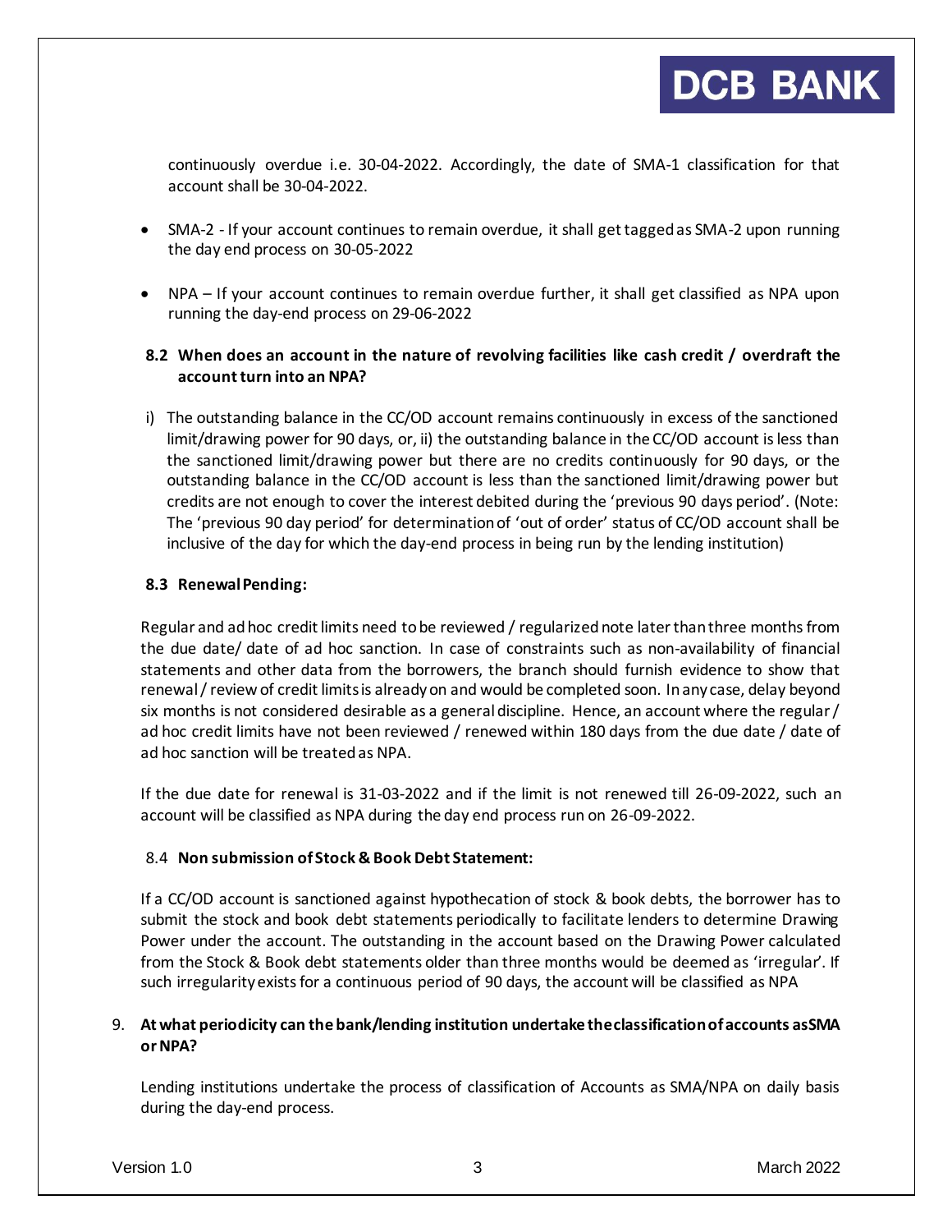continuously overdue i.e. 30-04-2022. Accordingly, the date of SMA-1 classification for that account shall be 30-04-2022.

- SMA-2 - If your account continues to remain overdue, it shall get tagged as SMA-2 upon running the day end process on 30-05-2022
- NPA – If your account continues to remain overdue further, it shall get classified as NPA upon running the day-end process on 29-06-2022

### 8.2 When does an account in the nature of revolving facilities like cash credit / overdraft the account turn into an NPA?

i) The outstanding balance in the CC/OD account remains continuously in excess of the sanctioned limit/drawing power for 90 days, or, ii) the outstanding balance in the CC/OD account is less than the sanctioned limit/drawing power but there are no credits continuously for 90 days, or the outstanding balance in the CC/OD account is less than the sanctioned limit/drawing power but credits are not enough to cover the interest debited during the 'previous 90 days period'. (Note: The 'previous 90 day period' for determination of 'out of order' status of CC/OD account shall be inclusive of the day for which the day-end process in being run by the lending institution)

### 8.3 Renewal Pending:

Regular and ad hoc credit limits need to be reviewed / regularized note later than three months from the due date/ date of ad hoc sanction. In case of constraints such as non-availability of financial statements and other data from the borrowers, the branch should furnish evidence to show that renewal / review of credit limits is already on and would be completed soon. In any case, delay beyond six months is not considered desirable as a general discipline. Hence, an account where the regular / ad hoc credit limits have not been reviewed / renewed within 180 days from the due date / date of ad hoc sanction will be treated as NPA.

If the due date for renewal is 31-03-2022 and if the limit is not renewed till 26-09-2022, such an account will be classified as NPA during the day end process run on 26-09-2022.

### 8.4 Non submission of Stock & Book Debt Statement:

If a CC/OD account is sanctioned against hypothecation of stock & book debts, the borrower has to submit the stock and book debt statements periodically to facilitate lenders to determine Drawing Power under the account. The outstanding in the account based on the Drawing Power calculated from the Stock & Book debt statements older than three months would be deemed as 'irregular'. If such irregularity exists for a continuous period of 90 days, the account will be classified as NPA

## 9. At what periodicity can the bank/lending institution undertake the classification of accounts as SMA or NPA?

Lending institutions undertake the process of classification of Accounts as SMA/NPA on daily basis during the day-end process.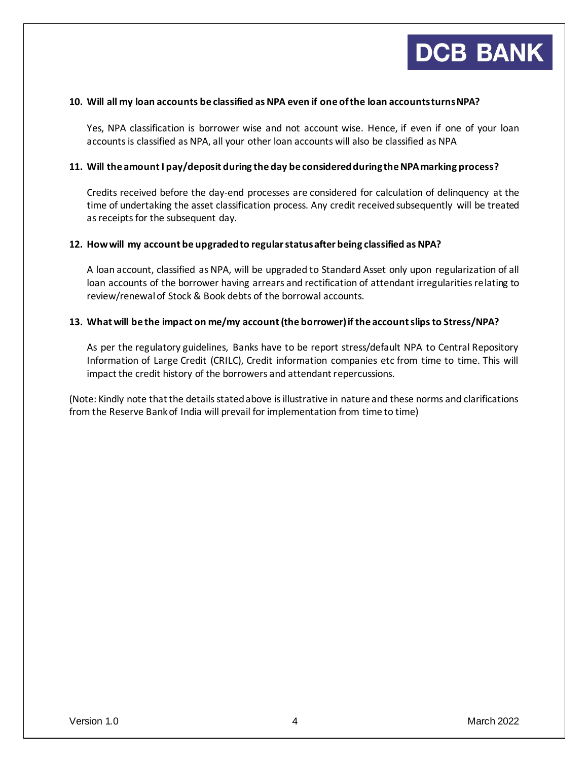**10. Will all my loan accounts be classified as NPA even if one of the loan accounts turns NPA?**

Yes, NPA classification is borrower wise and not account wise. Hence, if even if one of your loan accounts is classified as NPA, all your other loan accounts will also be classified as NPA

**11. Will the amount I pay/deposit during the day be considered during the NPA marking process?**

Credits received before the day-end processes are considered for calculation of delinquency at the time of undertaking the asset classification process. Any credit received subsequently will be treated as receipts for the subsequent day.

**12. How will my account be upgraded to regular status after being classified as NPA?**

A loan account, classified as NPA, will be upgraded to Standard Asset only upon regularization of all loan accounts of the borrower having arrears and rectification of attendant irregularities relating to review/renewal of Stock & Book debts of the borrowal accounts.

**13. What will be the impact on me/my account (the borrower) if the account slips to Stress/NPA?**

As per the regulatory guidelines, Banks have to be report stress/default NPA to Central Repository Information of Large Credit (CRILC), Credit information companies etc from time to time. This will impact the credit history of the borrowers and attendant repercussions.

(Note: Kindly note that the details stated above is illustrative in nature and these norms and clarifications from the Reserve Bank of India will prevail for implementation from time to time)